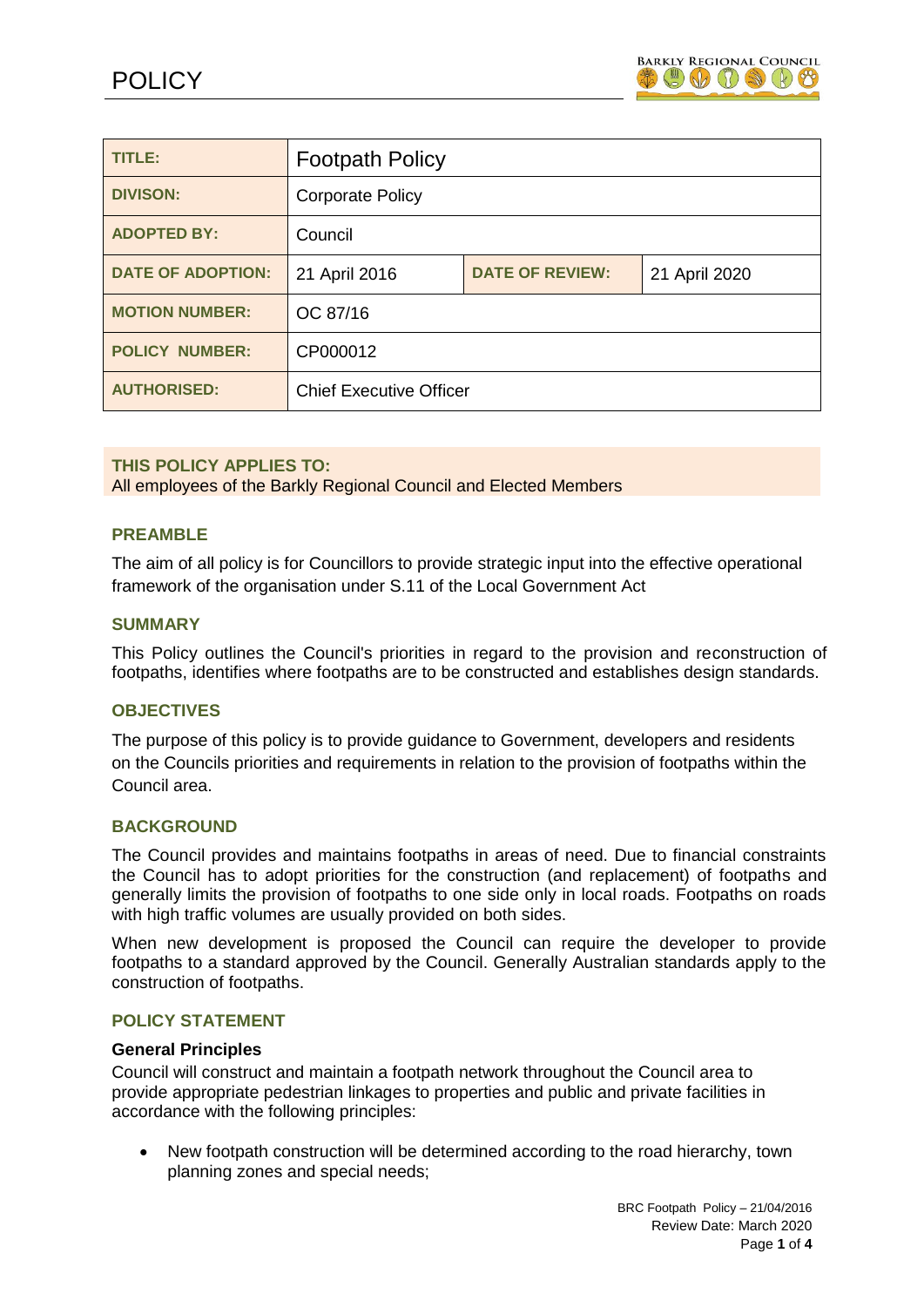# POLICY

| TITLE: | Footpath Policy | | |
|---|---|---|---|
| DIVISON: | Corporate Policy | | |
| ADOPTED BY: | Council | | |
| DATE OF ADOPTION: | 21 April 2016 | DATE OF REVIEW: | 21 April 2020 |
| MOTION NUMBER: | OC 87/16 | | |
| POLICY NUMBER: | CP000012 | | |
| AUTHORISED: | Chief Executive Officer | | |

**THIS POLICY APPLIES TO:**
All employees of the Barkly Regional Council and Elected Members

## PREAMBLE

The aim of all policy is for Councillors to provide strategic input into the effective operational framework of the organisation under S.11 of the Local Government Act

## SUMMARY

This Policy outlines the Council's priorities in regard to the provision and reconstruction of footpaths, identifies where footpaths are to be constructed and establishes design standards.

## OBJECTIVES

The purpose of this policy is to provide guidance to Government, developers and residents on the Councils priorities and requirements in relation to the provision of footpaths within the Council area.

## BACKGROUND

The Council provides and maintains footpaths in areas of need. Due to financial constraints the Council has to adopt priorities for the construction (and replacement) of footpaths and generally limits the provision of footpaths to one side only in local roads. Footpaths on roads with high traffic volumes are usually provided on both sides.

When new development is proposed the Council can require the developer to provide footpaths to a standard approved by the Council. Generally Australian standards apply to the construction of footpaths.

## POLICY STATEMENT

### General Principles

Council will construct and maintain a footpath network throughout the Council area to provide appropriate pedestrian linkages to properties and public and private facilities in accordance with the following principles:

- New footpath construction will be determined according to the road hierarchy, town planning zones and special needs;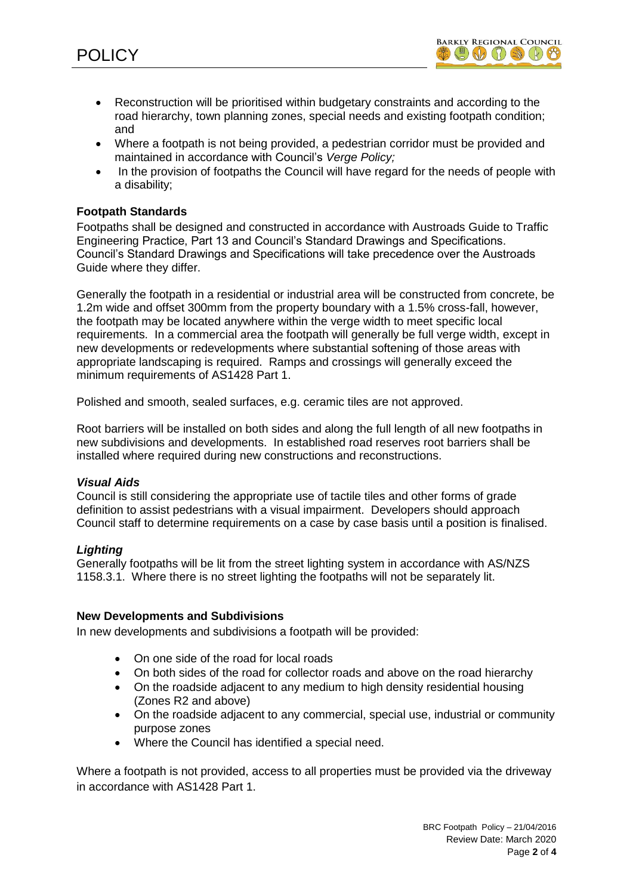- Reconstruction will be prioritised within budgetary constraints and according to the road hierarchy, town planning zones, special needs and existing footpath condition; and
- Where a footpath is not being provided, a pedestrian corridor must be provided and maintained in accordance with Council's *Verge Policy;*
- In the provision of footpaths the Council will have regard for the needs of people with a disability;

**Footpath Standards**

Footpaths shall be designed and constructed in accordance with Austroads Guide to Traffic Engineering Practice, Part 13 and Council's Standard Drawings and Specifications. Council's Standard Drawings and Specifications will take precedence over the Austroads Guide where they differ.

Generally the footpath in a residential or industrial area will be constructed from concrete, be 1.2m wide and offset 300mm from the property boundary with a 1.5% cross-fall, however, the footpath may be located anywhere within the verge width to meet specific local requirements. In a commercial area the footpath will generally be full verge width, except in new developments or redevelopments where substantial softening of those areas with appropriate landscaping is required. Ramps and crossings will generally exceed the minimum requirements of AS1428 Part 1.

Polished and smooth, sealed surfaces, e.g. ceramic tiles are not approved.

Root barriers will be installed on both sides and along the full length of all new footpaths in new subdivisions and developments. In established road reserves root barriers shall be installed where required during new constructions and reconstructions.

***Visual Aids***

Council is still considering the appropriate use of tactile tiles and other forms of grade definition to assist pedestrians with a visual impairment. Developers should approach Council staff to determine requirements on a case by case basis until a position is finalised.

***Lighting***

Generally footpaths will be lit from the street lighting system in accordance with AS/NZS 1158.3.1. Where there is no street lighting the footpaths will not be separately lit.

**New Developments and Subdivisions**

In new developments and subdivisions a footpath will be provided:

- On one side of the road for local roads
- On both sides of the road for collector roads and above on the road hierarchy
- On the roadside adjacent to any medium to high density residential housing (Zones R2 and above)
- On the roadside adjacent to any commercial, special use, industrial or community purpose zones
- Where the Council has identified a special need.

Where a footpath is not provided, access to all properties must be provided via the driveway in accordance with AS1428 Part 1.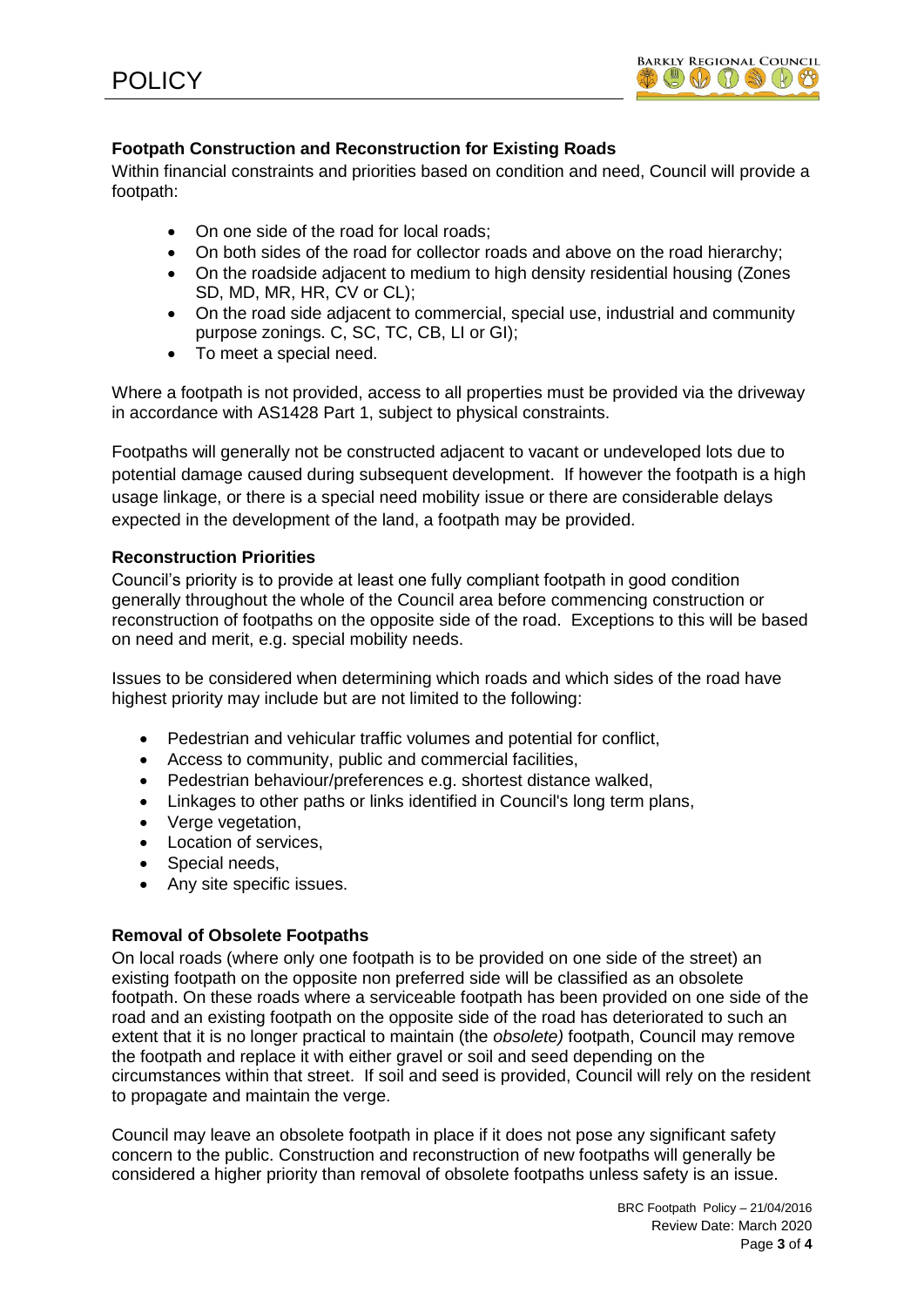### Footpath Construction and Reconstruction for Existing Roads

Within financial constraints and priorities based on condition and need, Council will provide a footpath:

- On one side of the road for local roads;
- On both sides of the road for collector roads and above on the road hierarchy;
- On the roadside adjacent to medium to high density residential housing (Zones SD, MD, MR, HR, CV or CL);
- On the road side adjacent to commercial, special use, industrial and community purpose zonings. C, SC, TC, CB, LI or GI);
- To meet a special need.

Where a footpath is not provided, access to all properties must be provided via the driveway in accordance with AS1428 Part 1, subject to physical constraints.

Footpaths will generally not be constructed adjacent to vacant or undeveloped lots due to potential damage caused during subsequent development. If however the footpath is a high usage linkage, or there is a special need mobility issue or there are considerable delays expected in the development of the land, a footpath may be provided.

### Reconstruction Priorities

Council's priority is to provide at least one fully compliant footpath in good condition generally throughout the whole of the Council area before commencing construction or reconstruction of footpaths on the opposite side of the road. Exceptions to this will be based on need and merit, e.g. special mobility needs.

Issues to be considered when determining which roads and which sides of the road have highest priority may include but are not limited to the following:

- Pedestrian and vehicular traffic volumes and potential for conflict,
- Access to community, public and commercial facilities,
- Pedestrian behaviour/preferences e.g. shortest distance walked,
- Linkages to other paths or links identified in Council's long term plans,
- Verge vegetation,
- Location of services,
- Special needs,
- Any site specific issues.

### Removal of Obsolete Footpaths

On local roads (where only one footpath is to be provided on one side of the street) an existing footpath on the opposite non preferred side will be classified as an obsolete footpath. On these roads where a serviceable footpath has been provided on one side of the road and an existing footpath on the opposite side of the road has deteriorated to such an extent that it is no longer practical to maintain (the *obsolete)* footpath, Council may remove the footpath and replace it with either gravel or soil and seed depending on the circumstances within that street. If soil and seed is provided, Council will rely on the resident to propagate and maintain the verge.

Council may leave an obsolete footpath in place if it does not pose any significant safety concern to the public. Construction and reconstruction of new footpaths will generally be considered a higher priority than removal of obsolete footpaths unless safety is an issue.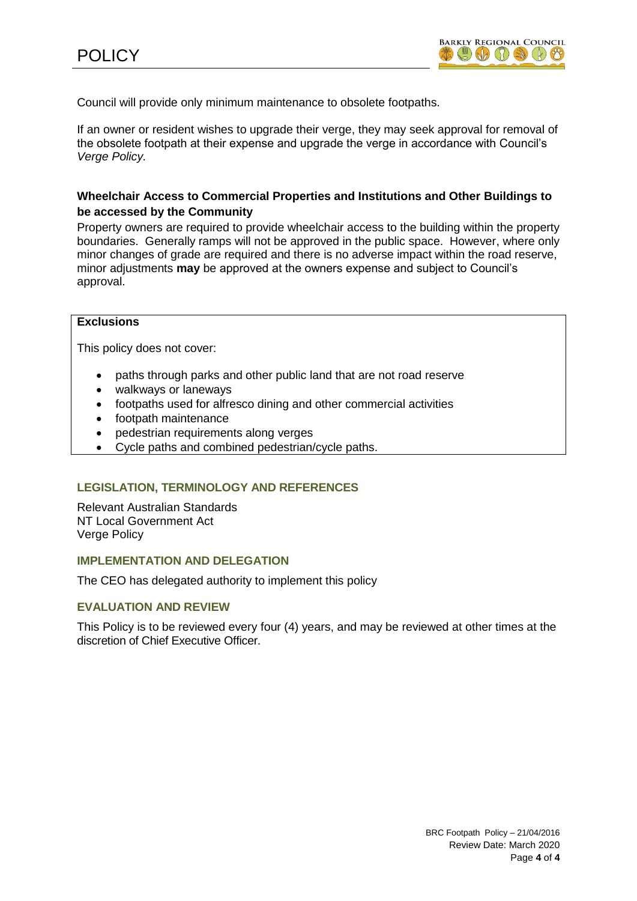Council will provide only minimum maintenance to obsolete footpaths.

If an owner or resident wishes to upgrade their verge, they may seek approval for removal of the obsolete footpath at their expense and upgrade the verge in accordance with Council's *Verge Policy.*

**Wheelchair Access to Commercial Properties and Institutions and Other Buildings to be accessed by the Community**

Property owners are required to provide wheelchair access to the building within the property boundaries. Generally ramps will not be approved in the public space. However, where only minor changes of grade are required and there is no adverse impact within the road reserve, minor adjustments **may** be approved at the owners expense and subject to Council's approval.

**Exclusions**

This policy does not cover:

- paths through parks and other public land that are not road reserve
- walkways or laneways
- footpaths used for alfresco dining and other commercial activities
- footpath maintenance
- pedestrian requirements along verges
- Cycle paths and combined pedestrian/cycle paths.

## LEGISLATION, TERMINOLOGY AND REFERENCES

Relevant Australian Standards
NT Local Government Act
Verge Policy

## IMPLEMENTATION AND DELEGATION

The CEO has delegated authority to implement this policy

## EVALUATION AND REVIEW

This Policy is to be reviewed every four (4) years, and may be reviewed at other times at the discretion of Chief Executive Officer.